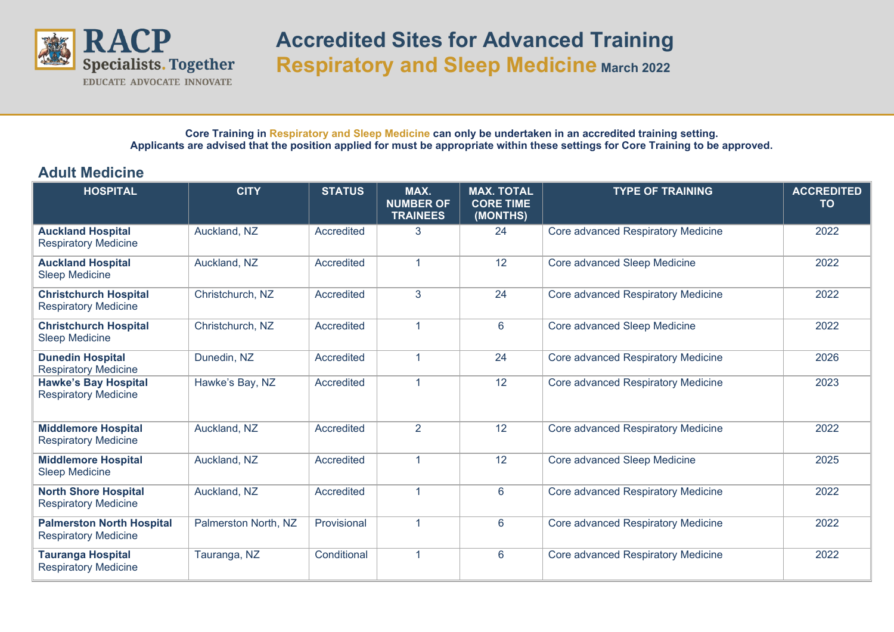# Accredited Sites for Advanced Training

## Respiratory and Sleep Medicine March 2022

**Core Training in Respiratory and Sleep Medicine can only be undertaken in an accredited training setting.**
**Applicants are advised that the position applied for must be appropriate within these settings for Core Training to be approved.**

## Adult Medicine

| HOSPITAL | CITY | STATUS | MAX. NUMBER OF TRAINEES | MAX. TOTAL CORE TIME (MONTHS) | TYPE OF TRAINING | ACCREDITED TO |
|---|---|---|---|---|---|---|
| **Auckland Hospital** Respiratory Medicine | Auckland, NZ | Accredited | 3 | 24 | Core advanced Respiratory Medicine | 2022 |
| **Auckland Hospital** Sleep Medicine | Auckland, NZ | Accredited | 1 | 12 | Core advanced Sleep Medicine | 2022 |
| **Christchurch Hospital** Respiratory Medicine | Christchurch, NZ | Accredited | 3 | 24 | Core advanced Respiratory Medicine | 2022 |
| **Christchurch Hospital** Sleep Medicine | Christchurch, NZ | Accredited | 1 | 6 | Core advanced Sleep Medicine | 2022 |
| **Dunedin Hospital** Respiratory Medicine | Dunedin, NZ | Accredited | 1 | 24 | Core advanced Respiratory Medicine | 2026 |
| **Hawke's Bay Hospital** Respiratory Medicine | Hawke's Bay, NZ | Accredited | 1 | 12 | Core advanced Respiratory Medicine | 2023 |
| **Middlemore Hospital** Respiratory Medicine | Auckland, NZ | Accredited | 2 | 12 | Core advanced Respiratory Medicine | 2022 |
| **Middlemore Hospital** Sleep Medicine | Auckland, NZ | Accredited | 1 | 12 | Core advanced Sleep Medicine | 2025 |
| **North Shore Hospital** Respiratory Medicine | Auckland, NZ | Accredited | 1 | 6 | Core advanced Respiratory Medicine | 2022 |
| **Palmerston North Hospital** Respiratory Medicine | Palmerston North, NZ | Provisional | 1 | 6 | Core advanced Respiratory Medicine | 2022 |
| **Tauranga Hospital** Respiratory Medicine | Tauranga, NZ | Conditional | 1 | 6 | Core advanced Respiratory Medicine | 2022 |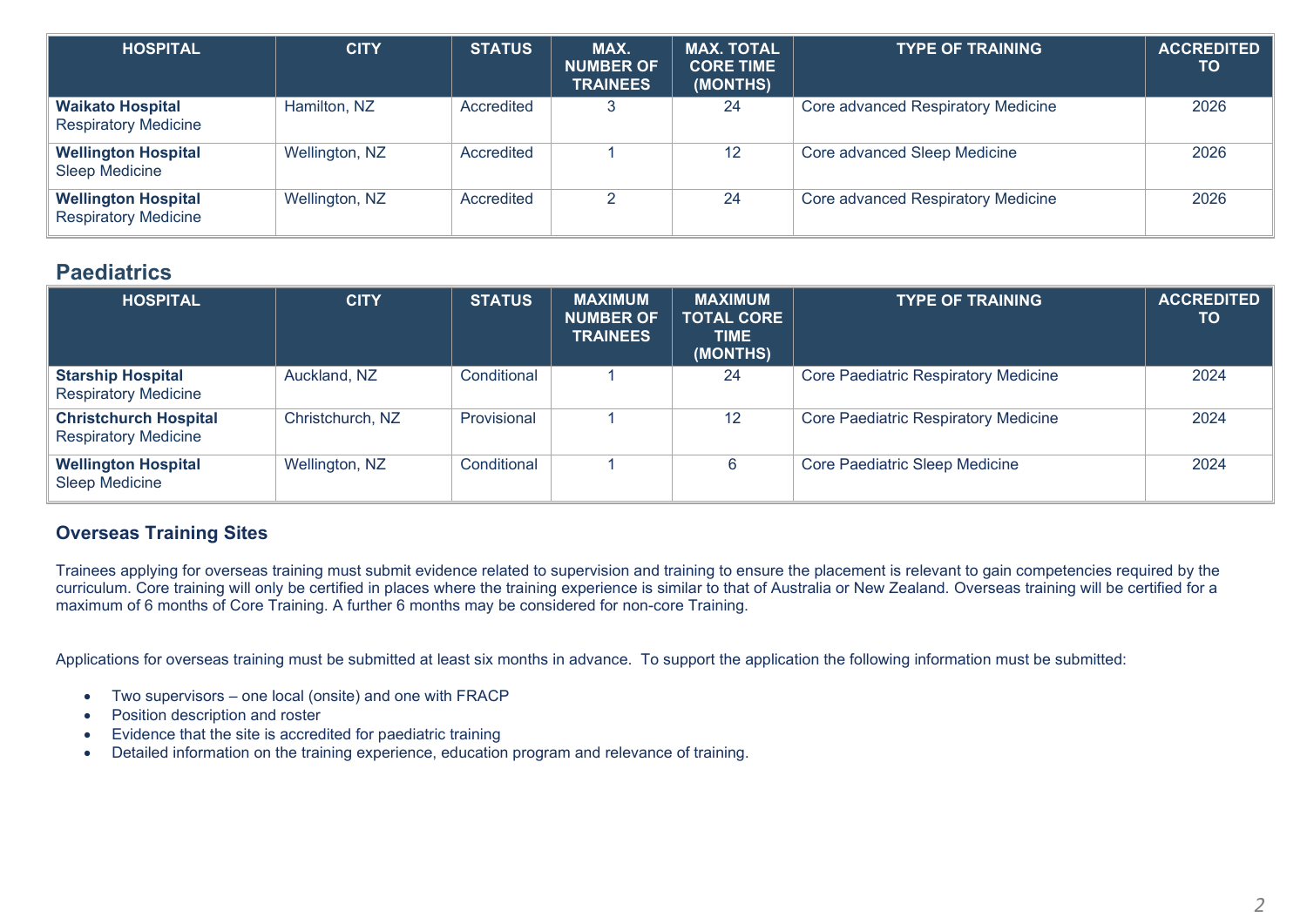| HOSPITAL | CITY | STATUS | MAX. NUMBER OF TRAINEES | MAX. TOTAL CORE TIME (MONTHS) | TYPE OF TRAINING | ACCREDITED TO |
|---|---|---|---|---|---|---|
| **Waikato Hospital** Respiratory Medicine | Hamilton, NZ | Accredited | 3 | 24 | Core advanced Respiratory Medicine | 2026 |
| **Wellington Hospital** Sleep Medicine | Wellington, NZ | Accredited | 1 | 12 | Core advanced Sleep Medicine | 2026 |
| **Wellington Hospital** Respiratory Medicine | Wellington, NZ | Accredited | 2 | 24 | Core advanced Respiratory Medicine | 2026 |

## Paediatrics

| HOSPITAL | CITY | STATUS | MAXIMUM NUMBER OF TRAINEES | MAXIMUM TOTAL CORE TIME (MONTHS) | TYPE OF TRAINING | ACCREDITED TO |
|---|---|---|---|---|---|---|
| **Starship Hospital** Respiratory Medicine | Auckland, NZ | Conditional | 1 | 24 | Core Paediatric Respiratory Medicine | 2024 |
| **Christchurch Hospital** Respiratory Medicine | Christchurch, NZ | Provisional | 1 | 12 | Core Paediatric Respiratory Medicine | 2024 |
| **Wellington Hospital** Sleep Medicine | Wellington, NZ | Conditional | 1 | 6 | Core Paediatric Sleep Medicine | 2024 |

### Overseas Training Sites

Trainees applying for overseas training must submit evidence related to supervision and training to ensure the placement is relevant to gain competencies required by the curriculum. Core training will only be certified in places where the training experience is similar to that of Australia or New Zealand. Overseas training will be certified for a maximum of 6 months of Core Training. A further 6 months may be considered for non-core Training.

Applications for overseas training must be submitted at least six months in advance. To support the application the following information must be submitted:

- Two supervisors – one local (onsite) and one with FRACP
- Position description and roster
- Evidence that the site is accredited for paediatric training
- Detailed information on the training experience, education program and relevance of training.